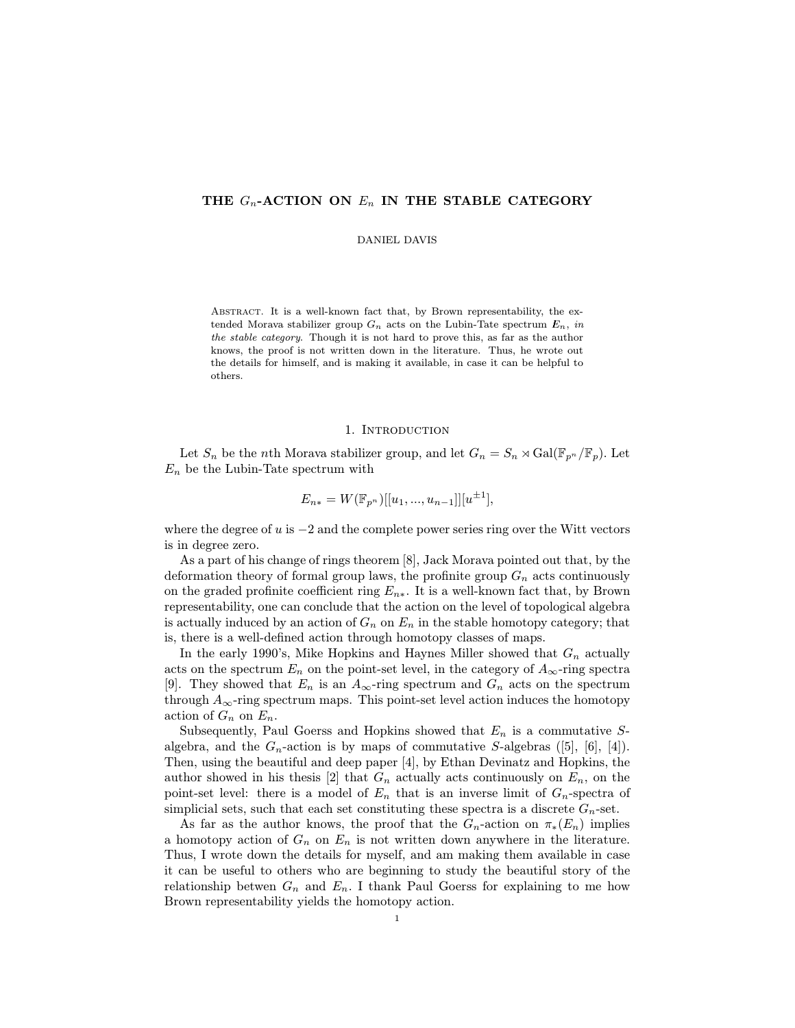# THE $G_n$-ACTION ON $E_n$ IN THE STABLE CATEGORY

DANIEL DAVIS

Abstract. It is a well-known fact that, by Brown representability, the extended Morava stabilizer group $G_n$ acts on the Lubin-Tate spectrum $\boldsymbol{E}_n$, *in the stable category*. Though it is not hard to prove this, as far as the author knows, the proof is not written down in the literature. Thus, he wrote out the details for himself, and is making it available, in case it can be helpful to others.

## 1. Introduction

Let $S_n$ be the $n$th Morava stabilizer group, and let $G_n = S_n \rtimes \mathrm{Gal}(\mathbb{F}_{p^n}/\mathbb{F}_p)$. Let $E_n$ be the Lubin-Tate spectrum with

$$E_{n*} = W(\mathbb{F}_{p^n})[[u_1, ..., u_{n-1}]][u^{\pm 1}],$$

where the degree of $u$ is $-2$ and the complete power series ring over the Witt vectors is in degree zero.

As a part of his change of rings theorem [8], Jack Morava pointed out that, by the deformation theory of formal group laws, the profinite group $G_n$ acts continuously on the graded profinite coefficient ring $E_{n*}$. It is a well-known fact that, by Brown representability, one can conclude that the action on the level of topological algebra is actually induced by an action of $G_n$ on $E_n$ in the stable homotopy category; that is, there is a well-defined action through homotopy classes of maps.

In the early 1990's, Mike Hopkins and Haynes Miller showed that $G_n$ actually acts on the spectrum $E_n$ on the point-set level, in the category of $A_\infty$-ring spectra [9]. They showed that $E_n$ is an $A_\infty$-ring spectrum and $G_n$ acts on the spectrum through $A_\infty$-ring spectrum maps. This point-set level action induces the homotopy action of $G_n$ on $E_n$.

Subsequently, Paul Goerss and Hopkins showed that $E_n$ is a commutative $S$-algebra, and the $G_n$-action is by maps of commutative $S$-algebras ([5], [6], [4]). Then, using the beautiful and deep paper [4], by Ethan Devinatz and Hopkins, the author showed in his thesis [2] that $G_n$ actually acts continuously on $E_n$, on the point-set level: there is a model of $E_n$ that is an inverse limit of $G_n$-spectra of simplicial sets, such that each set constituting these spectra is a discrete $G_n$-set.

As far as the author knows, the proof that the $G_n$-action on $\pi_*(E_n)$ implies a homotopy action of $G_n$ on $E_n$ is not written down anywhere in the literature. Thus, I wrote down the details for myself, and am making them available in case it can be useful to others who are beginning to study the beautiful story of the relationship betwen $G_n$ and $E_n$. I thank Paul Goerss for explaining to me how Brown representability yields the homotopy action.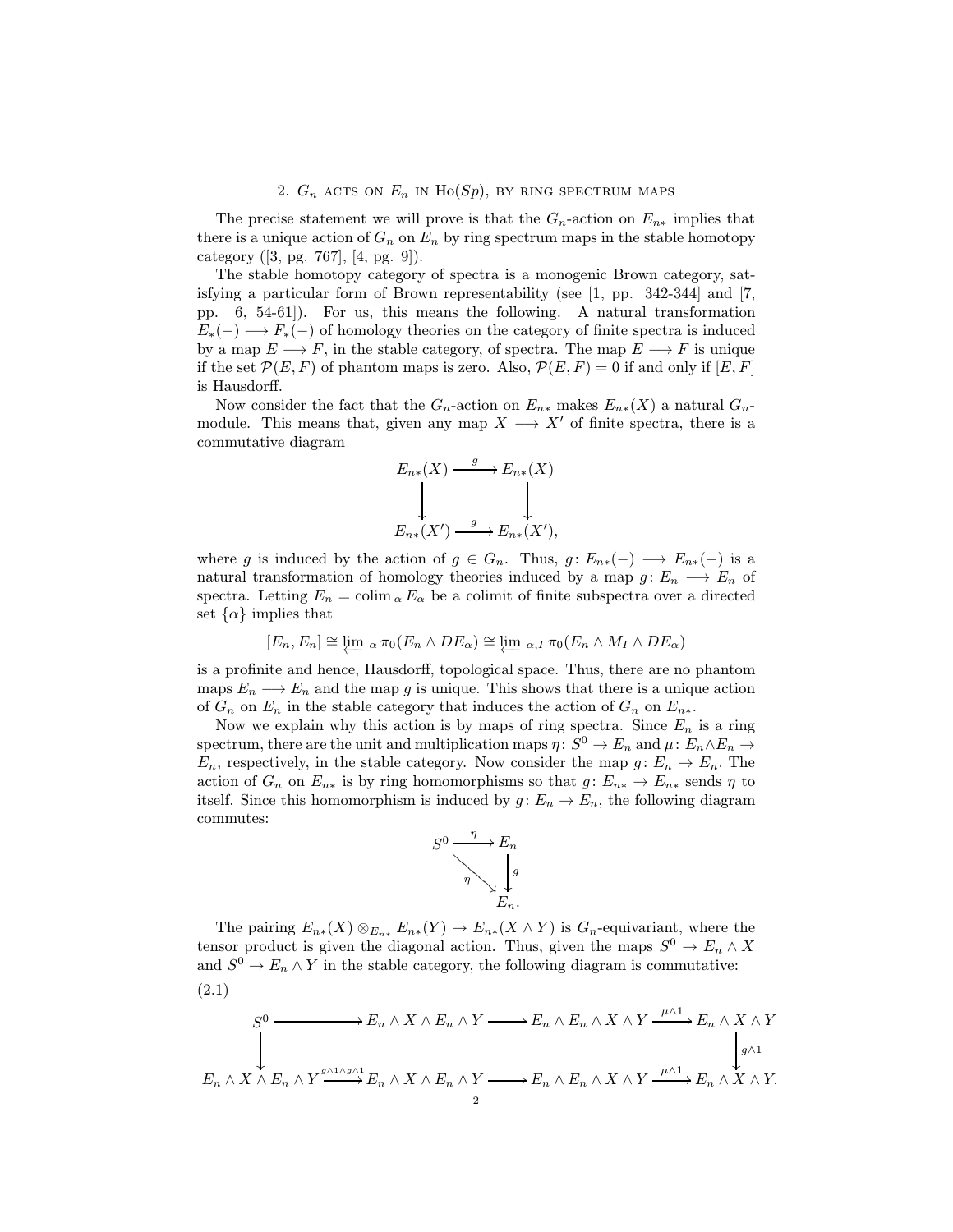## 2. $G_n$ acts on $E_n$ in Ho($Sp$), by ring spectrum maps

The precise statement we will prove is that the $G_n$-action on $E_{n*}$ implies that there is a unique action of $G_n$ on $E_n$ by ring spectrum maps in the stable homotopy category ([3, pg. 767], [4, pg. 9]).

The stable homotopy category of spectra is a monogenic Brown category, satisfying a particular form of Brown representability (see [1, pp. 342-344] and [7, pp. 6, 54-61]). For us, this means the following. A natural transformation $E_*(-) \longrightarrow F_*(-)$ of homology theories on the category of finite spectra is induced by a map $E \longrightarrow F$, in the stable category, of spectra. The map $E \longrightarrow F$ is unique if the set $\mathcal{P}(E, F)$ of phantom maps is zero. Also, $\mathcal{P}(E, F) = 0$ if and only if $[E, F]$ is Hausdorff.

Now consider the fact that the $G_n$-action on $E_{n*}$ makes $E_{n*}(X)$ a natural $G_n$-module. This means that, given any map $X \longrightarrow X'$ of finite spectra, there is a commutative diagram

$$\begin{array}{ccc} E_{n*}(X) & \xrightarrow{g} & E_{n*}(X) \\ \downarrow & & \downarrow \\ E_{n*}(X') & \xrightarrow{g} & E_{n*}(X'), \end{array}$$

where $g$ is induced by the action of $g \in G_n$. Thus, $g\colon E_{n*}(-) \longrightarrow E_{n*}(-)$ is a natural transformation of homology theories induced by a map $g\colon E_n \longrightarrow E_n$ of spectra. Letting $E_n = \operatorname{colim}_\alpha E_\alpha$ be a colimit of finite subspectra over a directed set $\{\alpha\}$ implies that

$$[E_n, E_n] \cong \varprojlim{}_\alpha\, \pi_0(E_n \wedge DE_\alpha) \cong \varprojlim{}_{\alpha, I}\, \pi_0(E_n \wedge M_I \wedge DE_\alpha)$$

is a profinite and hence, Hausdorff, topological space. Thus, there are no phantom maps $E_n \longrightarrow E_n$ and the map $g$ is unique. This shows that there is a unique action of $G_n$ on $E_n$ in the stable category that induces the action of $G_n$ on $E_{n*}$.

Now we explain why this action is by maps of ring spectra. Since $E_n$ is a ring spectrum, there are the unit and multiplication maps $\eta\colon S^0 \to E_n$ and $\mu\colon E_n \wedge E_n \to E_n$, respectively, in the stable category. Now consider the map $g\colon E_n \to E_n$. The action of $G_n$ on $E_{n*}$ is by ring homomorphisms so that $g\colon E_{n*} \to E_{n*}$ sends $\eta$ to itself. Since this homomorphism is induced by $g\colon E_n \to E_n$, the following diagram commutes:

$$\begin{array}{ccc} S^0 & \xrightarrow{\eta} & E_n \\ & \searrow^{\eta} & \downarrow g \\ & & E_n. \end{array}$$

The pairing $E_{n*}(X) \otimes_{E_{n*}} E_{n*}(Y) \to E_{n*}(X \wedge Y)$ is $G_n$-equivariant, where the tensor product is given the diagonal action. Thus, given the maps $S^0 \to E_n \wedge X$ and $S^0 \to E_n \wedge Y$ in the stable category, the following diagram is commutative:

(2.1)

$$\begin{array}{ccccccc} S^0 & \longrightarrow & E_n \wedge X \wedge E_n \wedge Y & \longrightarrow & E_n \wedge E_n \wedge X \wedge Y & \xrightarrow{\mu \wedge 1} & E_n \wedge X \wedge Y \\ \downarrow & & & & & & \downarrow g \wedge 1 \\ E_n \wedge X \wedge E_n \wedge Y & \xrightarrow{g \wedge 1 \wedge g \wedge 1} & E_n \wedge X \wedge E_n \wedge Y & \longrightarrow & E_n \wedge E_n \wedge X \wedge Y & \xrightarrow{\mu \wedge 1} & E_n \wedge X \wedge Y. \end{array}$$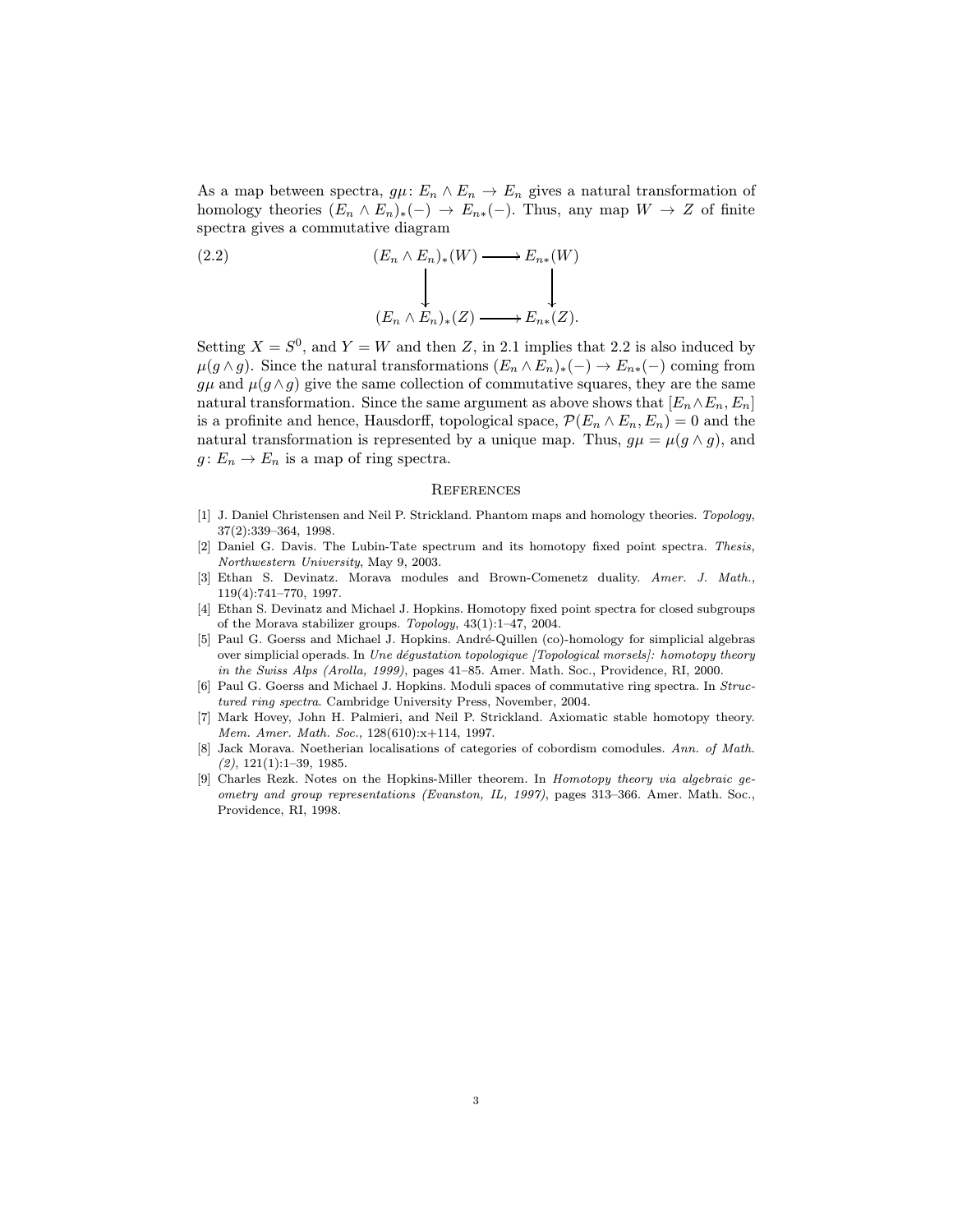As a map between spectra, $g\mu\colon E_n \wedge E_n \to E_n$ gives a natural transformation of homology theories $(E_n \wedge E_n)_*(-) \to E_{n*}(-)$. Thus, any map $W \to Z$ of finite spectra gives a commutative diagram

$$
\begin{array}{ccc}
(E_n \wedge E_n)_*(W) & \longrightarrow & E_{n*}(W) \\
\downarrow & & \downarrow \\
(E_n \wedge E_n)_*(Z) & \longrightarrow & E_{n*}(Z).
\end{array}
\tag{2.2}
$$

Setting $X = S^0$, and $Y = W$ and then $Z$, in 2.1 implies that 2.2 is also induced by $\mu(g \wedge g)$. Since the natural transformations $(E_n \wedge E_n)_*(-) \to E_{n*}(-)$ coming from $g\mu$ and $\mu(g\wedge g)$ give the same collection of commutative squares, they are the same natural transformation. Since the same argument as above shows that $[E_n \wedge E_n, E_n]$ is a profinite and hence, Hausdorff, topological space, $\mathcal{P}(E_n \wedge E_n, E_n) = 0$ and the natural transformation is represented by a unique map. Thus, $g\mu = \mu(g \wedge g)$, and $g\colon E_n \to E_n$ is a map of ring spectra.

## References

[1] J. Daniel Christensen and Neil P. Strickland. Phantom maps and homology theories. *Topology*, 37(2):339–364, 1998.

[2] Daniel G. Davis. The Lubin-Tate spectrum and its homotopy fixed point spectra. *Thesis, Northwestern University*, May 9, 2003.

[3] Ethan S. Devinatz. Morava modules and Brown-Comenetz duality. *Amer. J. Math.*, 119(4):741–770, 1997.

[4] Ethan S. Devinatz and Michael J. Hopkins. Homotopy fixed point spectra for closed subgroups of the Morava stabilizer groups. *Topology*, 43(1):1–47, 2004.

[5] Paul G. Goerss and Michael J. Hopkins. André-Quillen (co)-homology for simplicial algebras over simplicial operads. In *Une dégustation topologique [Topological morsels]: homotopy theory in the Swiss Alps (Arolla, 1999)*, pages 41–85. Amer. Math. Soc., Providence, RI, 2000.

[6] Paul G. Goerss and Michael J. Hopkins. Moduli spaces of commutative ring spectra. In *Structured ring spectra*. Cambridge University Press, November, 2004.

[7] Mark Hovey, John H. Palmieri, and Neil P. Strickland. Axiomatic stable homotopy theory. *Mem. Amer. Math. Soc.*, 128(610):x+114, 1997.

[8] Jack Morava. Noetherian localisations of categories of cobordism comodules. *Ann. of Math. (2)*, 121(1):1–39, 1985.

[9] Charles Rezk. Notes on the Hopkins-Miller theorem. In *Homotopy theory via algebraic geometry and group representations (Evanston, IL, 1997)*, pages 313–366. Amer. Math. Soc., Providence, RI, 1998.